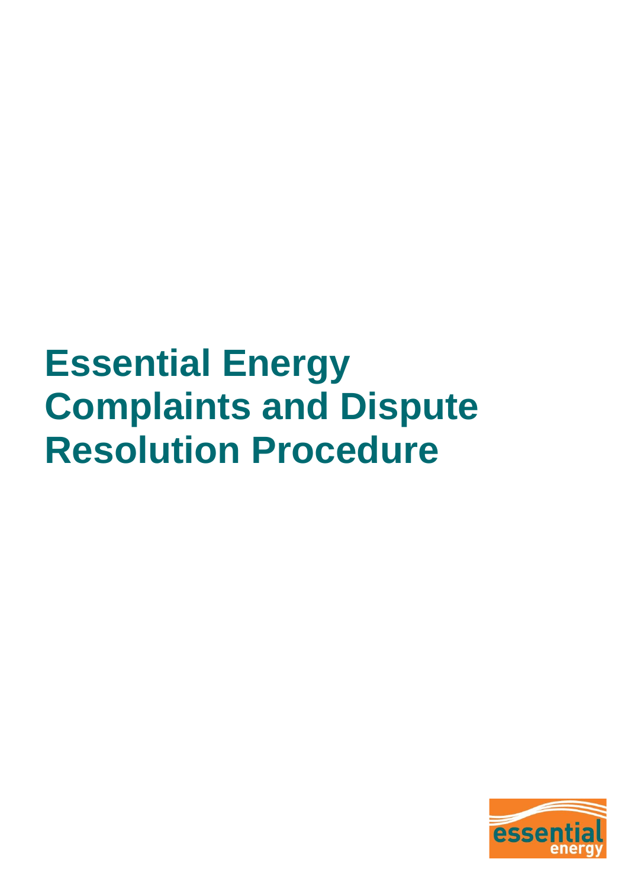# Essential Energy Complaints and Dispute Resolution Procedure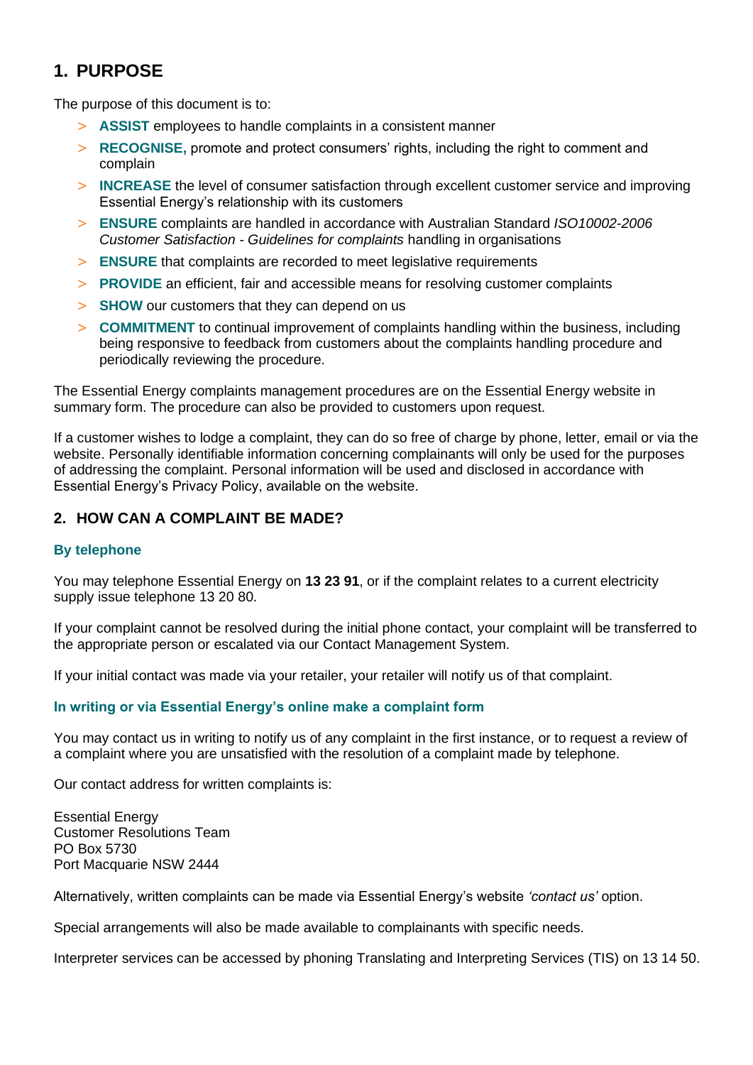## 1. PURPOSE

The purpose of this document is to:

- **ASSIST** employees to handle complaints in a consistent manner
- **RECOGNISE,** promote and protect consumers' rights, including the right to comment and complain
- **INCREASE** the level of consumer satisfaction through excellent customer service and improving Essential Energy's relationship with its customers
- **ENSURE** complaints are handled in accordance with Australian Standard *ISO10002-2006 Customer Satisfaction - Guidelines for complaints* handling in organisations
- **ENSURE** that complaints are recorded to meet legislative requirements
- **PROVIDE** an efficient, fair and accessible means for resolving customer complaints
- **SHOW** our customers that they can depend on us
- **COMMITMENT** to continual improvement of complaints handling within the business, including being responsive to feedback from customers about the complaints handling procedure and periodically reviewing the procedure.

The Essential Energy complaints management procedures are on the Essential Energy website in summary form. The procedure can also be provided to customers upon request.

If a customer wishes to lodge a complaint, they can do so free of charge by phone, letter, email or via the website. Personally identifiable information concerning complainants will only be used for the purposes of addressing the complaint. Personal information will be used and disclosed in accordance with Essential Energy's Privacy Policy, available on the website.

## 2. HOW CAN A COMPLAINT BE MADE?

### By telephone

You may telephone Essential Energy on **13 23 91**, or if the complaint relates to a current electricity supply issue telephone 13 20 80.

If your complaint cannot be resolved during the initial phone contact, your complaint will be transferred to the appropriate person or escalated via our Contact Management System.

If your initial contact was made via your retailer, your retailer will notify us of that complaint.

### In writing or via Essential Energy's online make a complaint form

You may contact us in writing to notify us of any complaint in the first instance, or to request a review of a complaint where you are unsatisfied with the resolution of a complaint made by telephone.

Our contact address for written complaints is:

Essential Energy
Customer Resolutions Team
PO Box 5730
Port Macquarie NSW 2444

Alternatively, written complaints can be made via Essential Energy's website *'contact us'* option.

Special arrangements will also be made available to complainants with specific needs.

Interpreter services can be accessed by phoning Translating and Interpreting Services (TIS) on 13 14 50.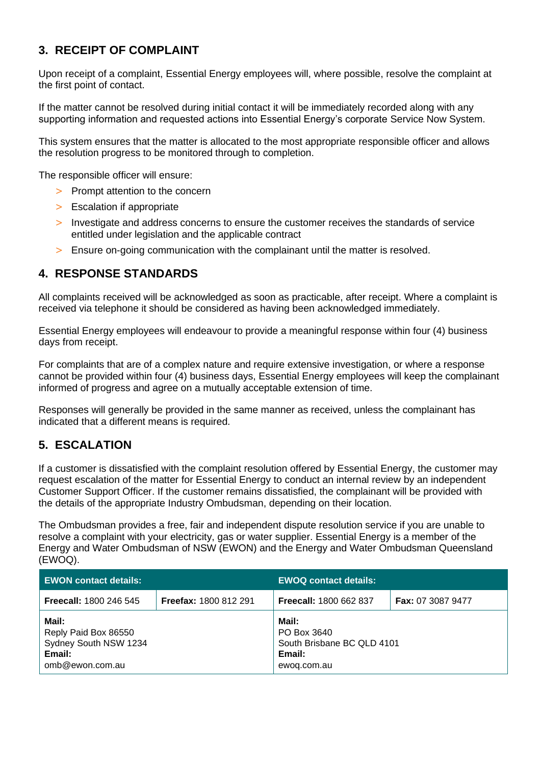## 3. RECEIPT OF COMPLAINT

Upon receipt of a complaint, Essential Energy employees will, where possible, resolve the complaint at the first point of contact.

If the matter cannot be resolved during initial contact it will be immediately recorded along with any supporting information and requested actions into Essential Energy's corporate Service Now System.

This system ensures that the matter is allocated to the most appropriate responsible officer and allows the resolution progress to be monitored through to completion.

The responsible officer will ensure:

- Prompt attention to the concern
- Escalation if appropriate
- Investigate and address concerns to ensure the customer receives the standards of service entitled under legislation and the applicable contract
- Ensure on-going communication with the complainant until the matter is resolved.

## 4. RESPONSE STANDARDS

All complaints received will be acknowledged as soon as practicable, after receipt. Where a complaint is received via telephone it should be considered as having been acknowledged immediately.

Essential Energy employees will endeavour to provide a meaningful response within four (4) business days from receipt.

For complaints that are of a complex nature and require extensive investigation, or where a response cannot be provided within four (4) business days, Essential Energy employees will keep the complainant informed of progress and agree on a mutually acceptable extension of time.

Responses will generally be provided in the same manner as received, unless the complainant has indicated that a different means is required.

## 5. ESCALATION

If a customer is dissatisfied with the complaint resolution offered by Essential Energy, the customer may request escalation of the matter for Essential Energy to conduct an internal review by an independent Customer Support Officer. If the customer remains dissatisfied, the complainant will be provided with the details of the appropriate Industry Ombudsman, depending on their location.

The Ombudsman provides a free, fair and independent dispute resolution service if you are unable to resolve a complaint with your electricity, gas or water supplier. Essential Energy is a member of the Energy and Water Ombudsman of NSW (EWON) and the Energy and Water Ombudsman Queensland (EWOQ).

| **EWON contact details:** | | **EWOQ contact details:** | |
|---|---|---|---|
| **Freecall:** 1800 246 545 | **Freefax:** 1800 812 291 | **Freecall:** 1800 662 837 | **Fax:** 07 3087 9477 |
| **Mail:** Reply Paid Box 86550 Sydney South NSW 1234 **Email:** omb@ewon.com.au | | **Mail:** PO Box 3640 South Brisbane BC QLD 4101 **Email:** ewoq.com.au | |